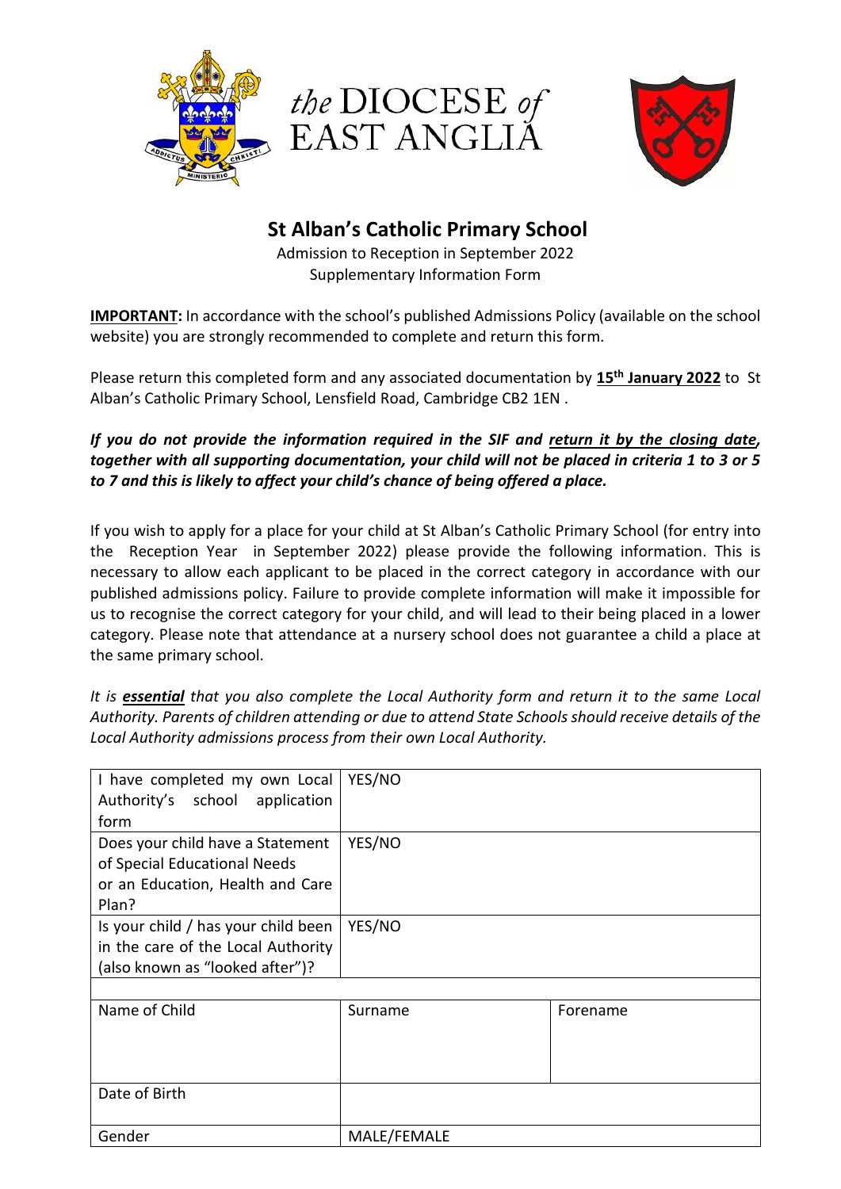the DIOCESE of EAST ANGLIA

# St Alban's Catholic Primary School

Admission to Reception in September 2022
Supplementary Information Form

**IMPORTANT:** In accordance with the school's published Admissions Policy (available on the school website) you are strongly recommended to complete and return this form.

Please return this completed form and any associated documentation by **15th January 2022** to St Alban's Catholic Primary School, Lensfield Road, Cambridge CB2 1EN .

***If you do not provide the information required in the SIF and return it by the closing date, together with all supporting documentation, your child will not be placed in criteria 1 to 3 or 5 to 7 and this is likely to affect your child's chance of being offered a place.***

If you wish to apply for a place for your child at St Alban's Catholic Primary School (for entry into the Reception Year in September 2022) please provide the following information. This is necessary to allow each applicant to be placed in the correct category in accordance with our published admissions policy. Failure to provide complete information will make it impossible for us to recognise the correct category for your child, and will lead to their being placed in a lower category. Please note that attendance at a nursery school does not guarantee a child a place at the same primary school.

*It is **essential** that you also complete the Local Authority form and return it to the same Local Authority. Parents of children attending or due to attend State Schools should receive details of the Local Authority admissions process from their own Local Authority.*

| | | |
|---|---|---|
| I have completed my own Local Authority's school application form | YES/NO | |
| Does your child have a Statement of Special Educational Needs or an Education, Health and Care Plan? | YES/NO | |
| Is your child / has your child been in the care of the Local Authority (also known as "looked after")? | YES/NO | |
| | | |
| Name of Child | Surname | Forename |
| Date of Birth | | |
| Gender | MALE/FEMALE | |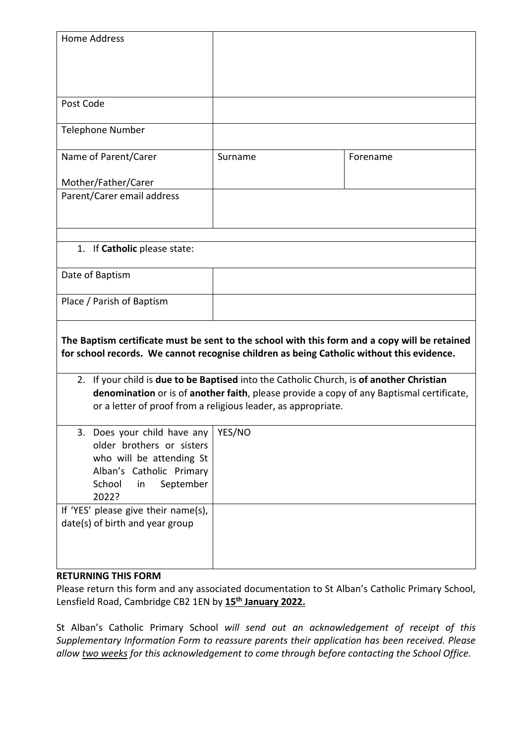| | | |
|---|---|---|
| Home Address | | |
| Post Code | | |
| Telephone Number | | |
| Name of Parent/Carer<br><br>Mother/Father/Carer | Surname | Forename |
| Parent/Carer email address | | |

1. If **Catholic** please state:

| | |
|---|---|
| Date of Baptism | |
| Place / Parish of Baptism | |

**The Baptism certificate must be sent to the school with this form and a copy will be retained for school records. We cannot recognise children as being Catholic without this evidence.**

2. If your child is **due to be Baptised** into the Catholic Church, is **of another Christian denomination** or is of **another faith**, please provide a copy of any Baptismal certificate, or a letter of proof from a religious leader, as appropriate.

| | |
|---|---|
| 3. Does your child have any older brothers or sisters who will be attending St Alban's Catholic Primary School in September 2022? | YES/NO |
| If 'YES' please give their name(s), date(s) of birth and year group | |

**RETURNING THIS FORM**

Please return this form and any associated documentation to St Alban's Catholic Primary School, Lensfield Road, Cambridge CB2 1EN by **15th January 2022.**

St Alban's Catholic Primary School *will send out an acknowledgement of receipt of this Supplementary Information Form to reassure parents their application has been received. Please allow two weeks for this acknowledgement to come through before contacting the School Office.*